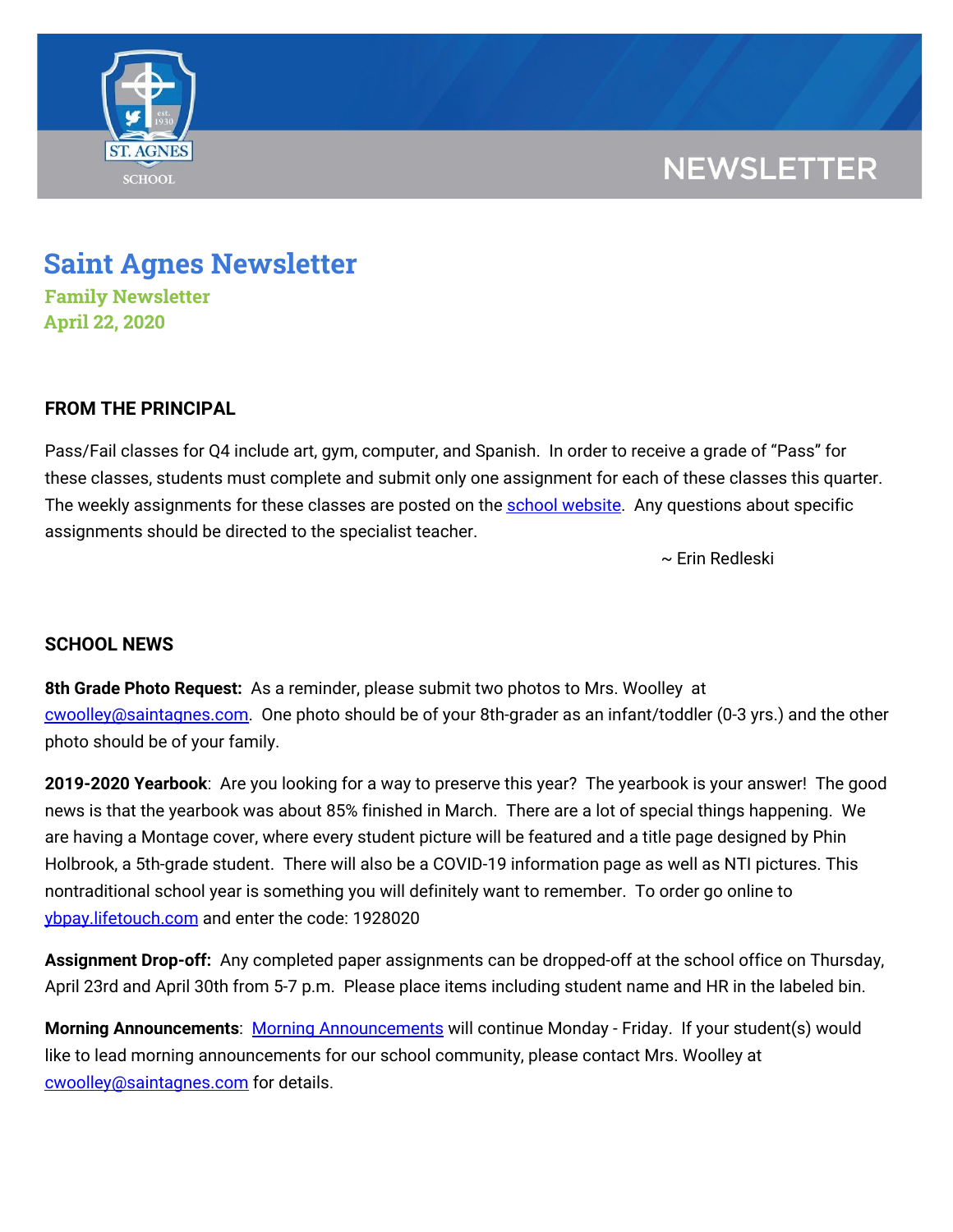NEWSLETTER

# Saint Agnes Newsletter

### Family Newsletter
### April 22, 2020

## FROM THE PRINCIPAL

Pass/Fail classes for Q4 include art, gym, computer, and Spanish. In order to receive a grade of "Pass" for these classes, students must complete and submit only one assignment for each of these classes this quarter. The weekly assignments for these classes are posted on the [school website](). Any questions about specific assignments should be directed to the specialist teacher.

~ Erin Redleski

## SCHOOL NEWS

**8th Grade Photo Request:** As a reminder, please submit two photos to Mrs. Woolley at [cwoolley@saintagnes.com](mailto:cwoolley@saintagnes.com). One photo should be of your 8th-grader as an infant/toddler (0-3 yrs.) and the other photo should be of your family.

**2019-2020 Yearbook**: Are you looking for a way to preserve this year? The yearbook is your answer! The good news is that the yearbook was about 85% finished in March. There are a lot of special things happening. We are having a Montage cover, where every student picture will be featured and a title page designed by Phin Holbrook, a 5th-grade student. There will also be a COVID-19 information page as well as NTI pictures. This nontraditional school year is something you will definitely want to remember. To order go online to [ybpay.lifetouch.com]() and enter the code: 1928020

**Assignment Drop-off:** Any completed paper assignments can be dropped-off at the school office on Thursday, April 23rd and April 30th from 5-7 p.m. Please place items including student name and HR in the labeled bin.

**Morning Announcements**: [Morning Announcements]() will continue Monday - Friday. If your student(s) would like to lead morning announcements for our school community, please contact Mrs. Woolley at [cwoolley@saintagnes.com](mailto:cwoolley@saintagnes.com) for details.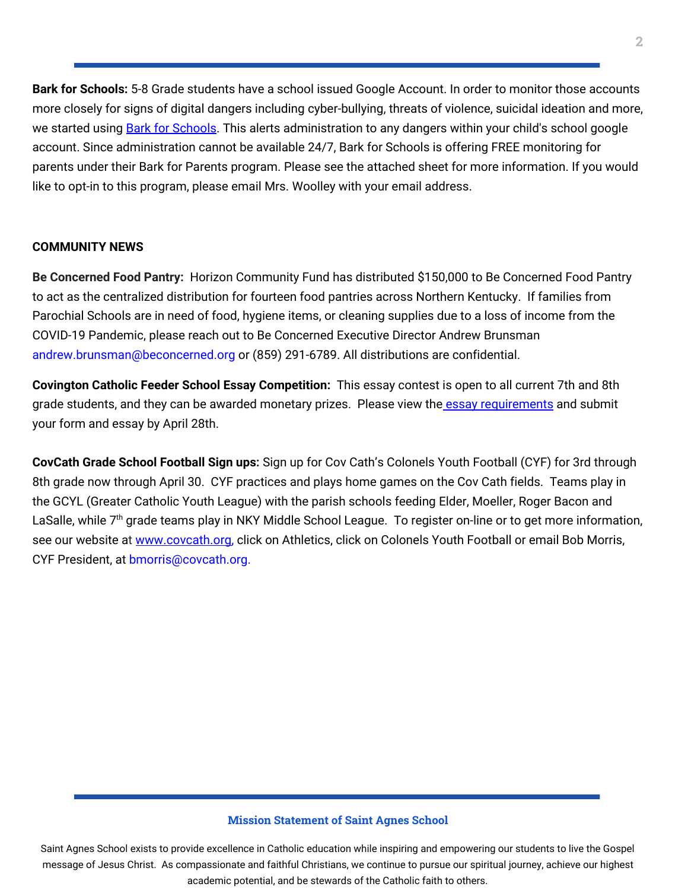**Bark for Schools:** 5-8 Grade students have a school issued Google Account. In order to monitor those accounts more closely for signs of digital dangers including cyber-bullying, threats of violence, suicidal ideation and more, we started using Bark for Schools. This alerts administration to any dangers within your child's school google account. Since administration cannot be available 24/7, Bark for Schools is offering FREE monitoring for parents under their Bark for Parents program. Please see the attached sheet for more information. If you would like to opt-in to this program, please email Mrs. Woolley with your email address.

**COMMUNITY NEWS**

**Be Concerned Food Pantry:** Horizon Community Fund has distributed $150,000 to Be Concerned Food Pantry to act as the centralized distribution for fourteen food pantries across Northern Kentucky. If families from Parochial Schools are in need of food, hygiene items, or cleaning supplies due to a loss of income from the COVID-19 Pandemic, please reach out to Be Concerned Executive Director Andrew Brunsman andrew.brunsman@beconcerned.org or (859) 291-6789. All distributions are confidential.

**Covington Catholic Feeder School Essay Competition:** This essay contest is open to all current 7th and 8th grade students, and they can be awarded monetary prizes. Please view the essay requirements and submit your form and essay by April 28th.

**CovCath Grade School Football Sign ups:** Sign up for Cov Cath's Colonels Youth Football (CYF) for 3rd through 8th grade now through April 30. CYF practices and plays home games on the Cov Cath fields. Teams play in the GCYL (Greater Catholic Youth League) with the parish schools feeding Elder, Moeller, Roger Bacon and LaSalle, while 7th grade teams play in NKY Middle School League. To register on-line or to get more information, see our website at www.covcath.org, click on Athletics, click on Colonels Youth Football or email Bob Morris, CYF President, at bmorris@covcath.org.

**Mission Statement of Saint Agnes School**

Saint Agnes School exists to provide excellence in Catholic education while inspiring and empowering our students to live the Gospel message of Jesus Christ. As compassionate and faithful Christians, we continue to pursue our spiritual journey, achieve our highest academic potential, and be stewards of the Catholic faith to others.